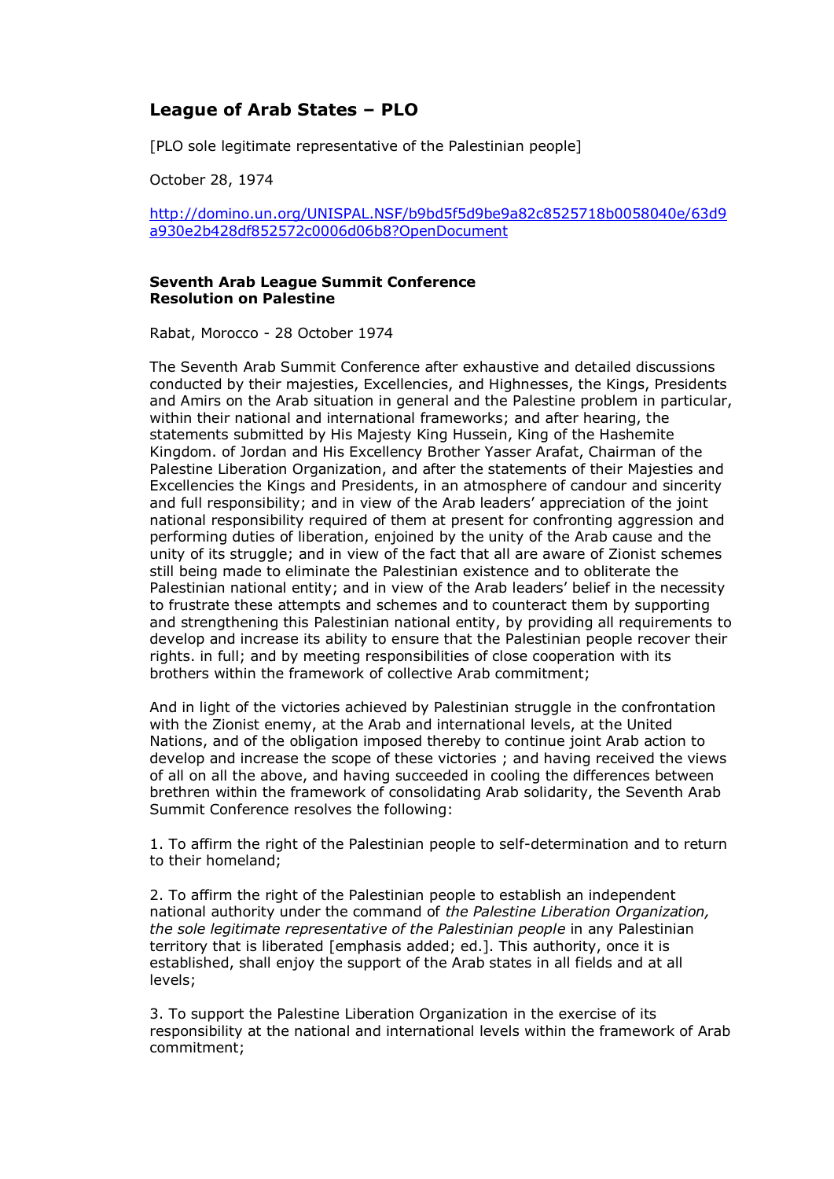## League of Arab States – PLO

[PLO sole legitimate representative of the Palestinian people]

October 28, 1974

http://domino.un.org/UNISPAL.NSF/b9bd5f5d9be9a82c8525718b0058040e/63d9a930e2b428df852572c0006d06b8?OpenDocument

**Seventh Arab League Summit Conference**
**Resolution on Palestine**

Rabat, Morocco - 28 October 1974

The Seventh Arab Summit Conference after exhaustive and detailed discussions conducted by their majesties, Excellencies, and Highnesses, the Kings, Presidents and Amirs on the Arab situation in general and the Palestine problem in particular, within their national and international frameworks; and after hearing, the statements submitted by His Majesty King Hussein, King of the Hashemite Kingdom. of Jordan and His Excellency Brother Yasser Arafat, Chairman of the Palestine Liberation Organization, and after the statements of their Majesties and Excellencies the Kings and Presidents, in an atmosphere of candour and sincerity and full responsibility; and in view of the Arab leaders' appreciation of the joint national responsibility required of them at present for confronting aggression and performing duties of liberation, enjoined by the unity of the Arab cause and the unity of its struggle; and in view of the fact that all are aware of Zionist schemes still being made to eliminate the Palestinian existence and to obliterate the Palestinian national entity; and in view of the Arab leaders' belief in the necessity to frustrate these attempts and schemes and to counteract them by supporting and strengthening this Palestinian national entity, by providing all requirements to develop and increase its ability to ensure that the Palestinian people recover their rights. in full; and by meeting responsibilities of close cooperation with its brothers within the framework of collective Arab commitment;

And in light of the victories achieved by Palestinian struggle in the confrontation with the Zionist enemy, at the Arab and international levels, at the United Nations, and of the obligation imposed thereby to continue joint Arab action to develop and increase the scope of these victories ; and having received the views of all on all the above, and having succeeded in cooling the differences between brethren within the framework of consolidating Arab solidarity, the Seventh Arab Summit Conference resolves the following:

1. To affirm the right of the Palestinian people to self-determination and to return to their homeland;

2. To affirm the right of the Palestinian people to establish an independent national authority under the command of *the Palestine Liberation Organization, the sole legitimate representative of the Palestinian people* in any Palestinian territory that is liberated [emphasis added; ed.]. This authority, once it is established, shall enjoy the support of the Arab states in all fields and at all levels;

3. To support the Palestine Liberation Organization in the exercise of its responsibility at the national and international levels within the framework of Arab commitment;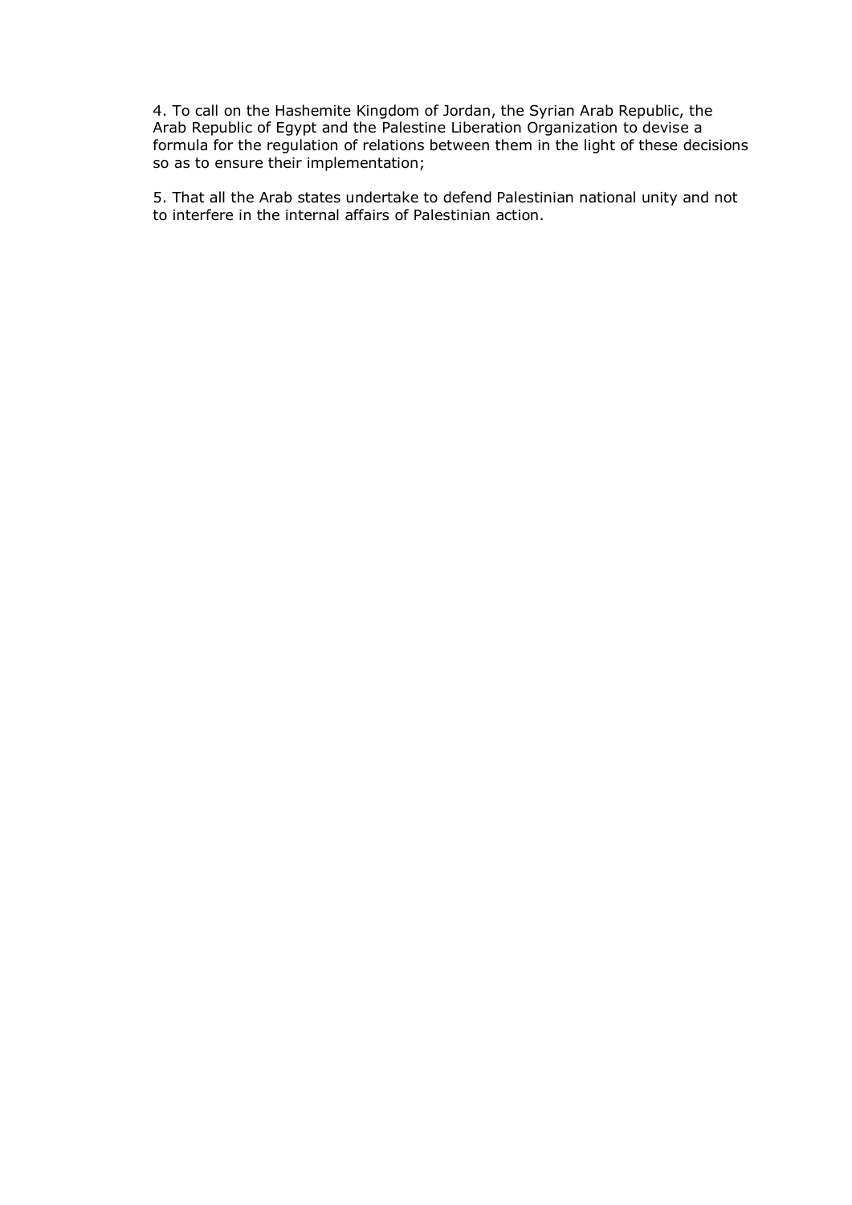4. To call on the Hashemite Kingdom of Jordan, the Syrian Arab Republic, the Arab Republic of Egypt and the Palestine Liberation Organization to devise a formula for the regulation of relations between them in the light of these decisions so as to ensure their implementation;

5. That all the Arab states undertake to defend Palestinian national unity and not to interfere in the internal affairs of Palestinian action.